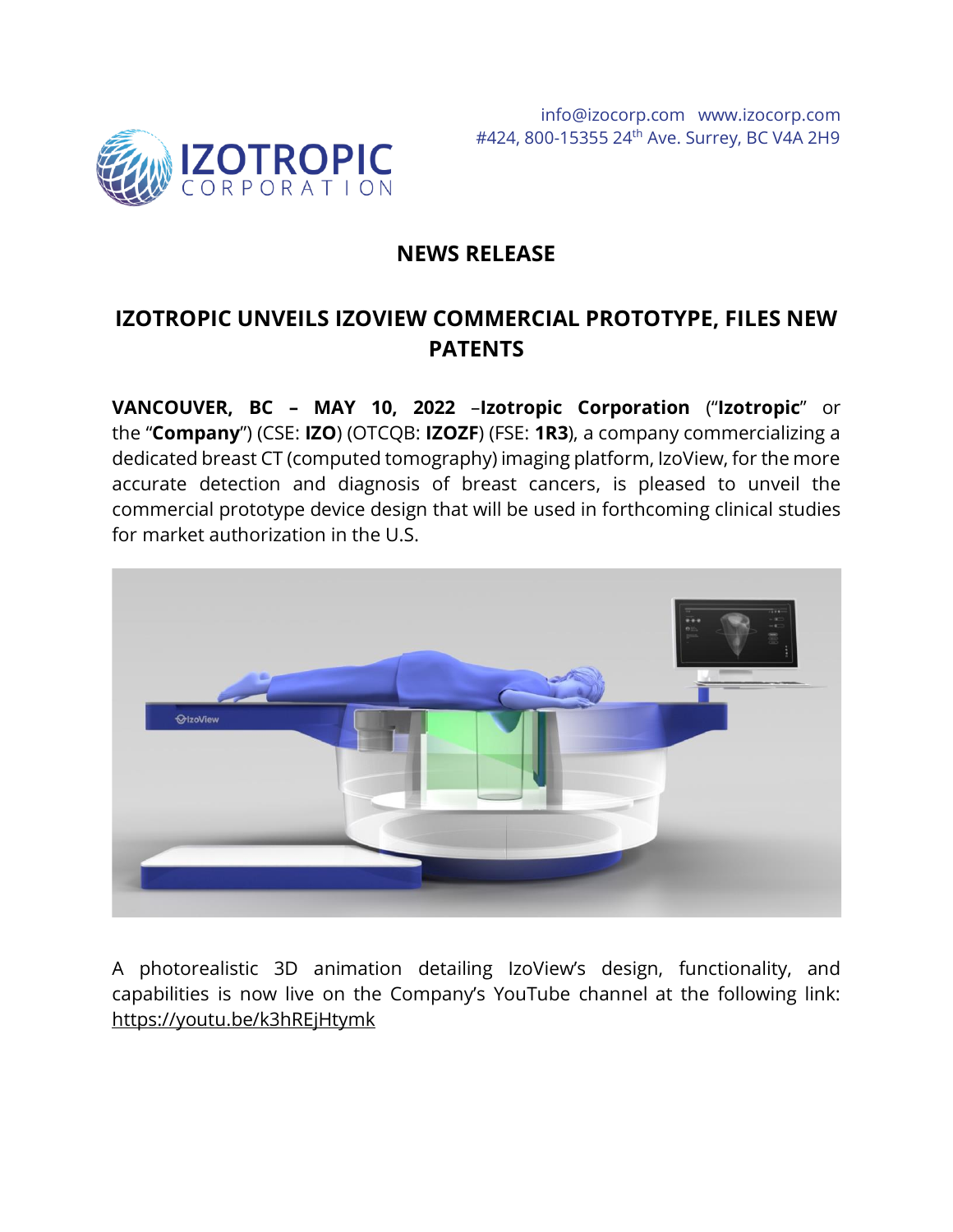info@izocorp.com www.izocorp.com
#424, 800-15355 24th Ave. Surrey, BC V4A 2H9

# NEWS RELEASE

## IZOTROPIC UNVEILS IZOVIEW COMMERCIAL PROTOTYPE, FILES NEW PATENTS

**VANCOUVER, BC – MAY 10, 2022** –**Izotropic Corporation** ("**Izotropic**" or the "**Company**") (CSE: **IZO**) (OTCQB: **IZOZF**) (FSE: **1R3**), a company commercializing a dedicated breast CT (computed tomography) imaging platform, IzoView, for the more accurate detection and diagnosis of breast cancers, is pleased to unveil the commercial prototype device design that will be used in forthcoming clinical studies for market authorization in the U.S.

A photorealistic 3D animation detailing IzoView's design, functionality, and capabilities is now live on the Company's YouTube channel at the following link: https://youtu.be/k3hREjHtymk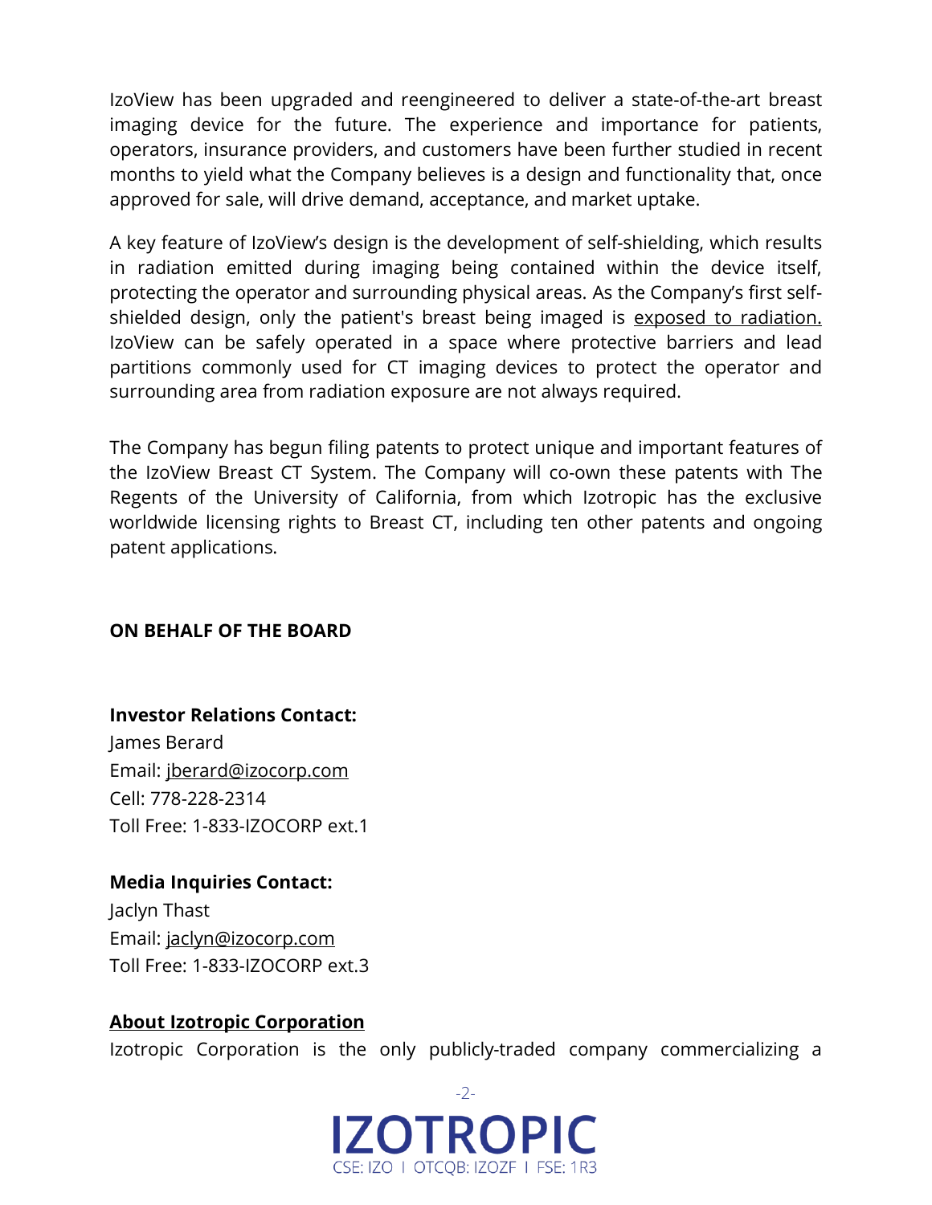IzoView has been upgraded and reengineered to deliver a state-of-the-art breast imaging device for the future. The experience and importance for patients, operators, insurance providers, and customers have been further studied in recent months to yield what the Company believes is a design and functionality that, once approved for sale, will drive demand, acceptance, and market uptake.

A key feature of IzoView's design is the development of self-shielding, which results in radiation emitted during imaging being contained within the device itself, protecting the operator and surrounding physical areas. As the Company's first self-shielded design, only the patient's breast being imaged is exposed to radiation. IzoView can be safely operated in a space where protective barriers and lead partitions commonly used for CT imaging devices to protect the operator and surrounding area from radiation exposure are not always required.

The Company has begun filing patents to protect unique and important features of the IzoView Breast CT System. The Company will co-own these patents with The Regents of the University of California, from which Izotropic has the exclusive worldwide licensing rights to Breast CT, including ten other patents and ongoing patent applications.

**ON BEHALF OF THE BOARD**

**Investor Relations Contact:**
James Berard
Email: jberard@izocorp.com
Cell: 778-228-2314
Toll Free: 1-833-IZOCORP ext.1

**Media Inquiries Contact:**
Jaclyn Thast
Email: jaclyn@izocorp.com
Toll Free: 1-833-IZOCORP ext.3

**About Izotropic Corporation**

Izotropic Corporation is the only publicly-traded company commercializing a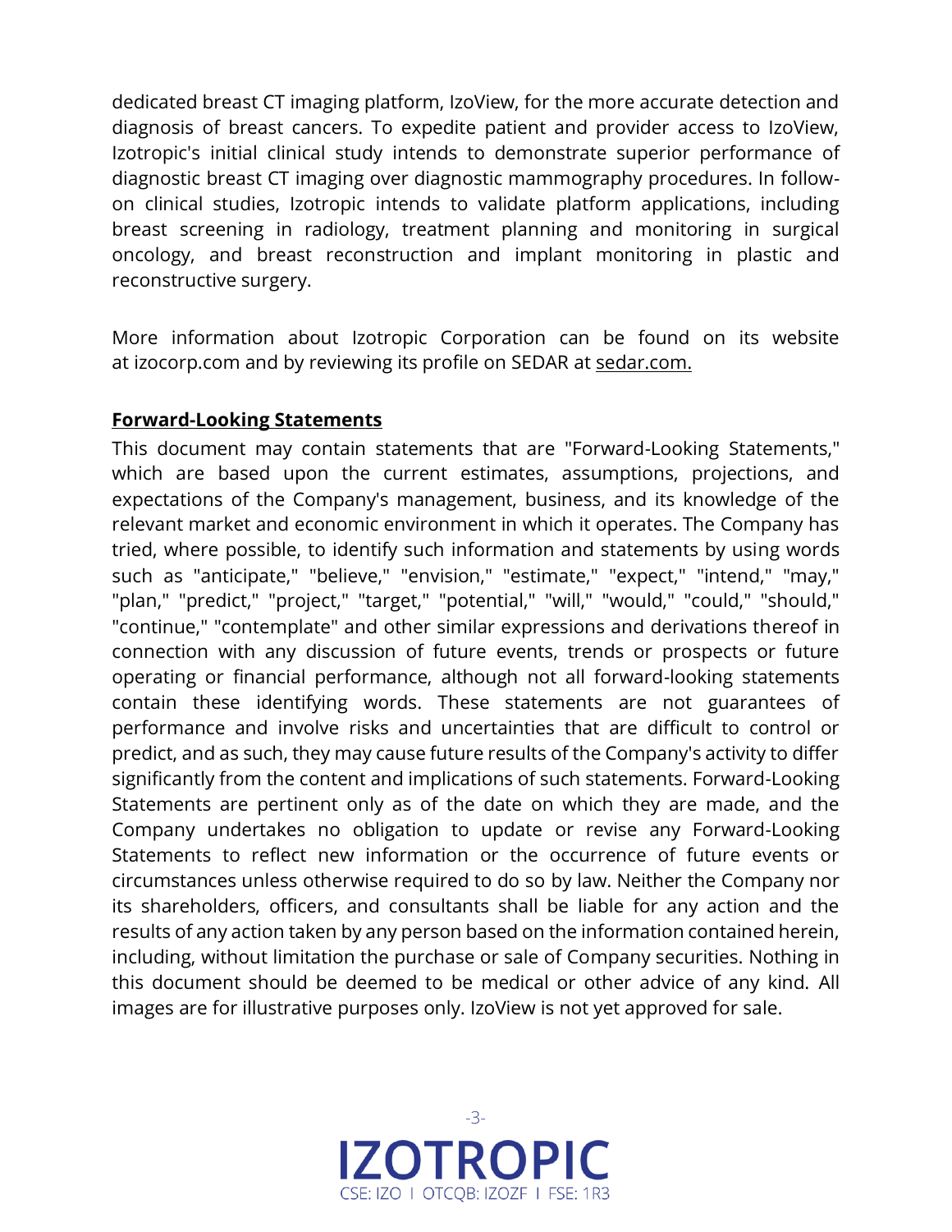dedicated breast CT imaging platform, IzoView, for the more accurate detection and diagnosis of breast cancers. To expedite patient and provider access to IzoView, Izotropic's initial clinical study intends to demonstrate superior performance of diagnostic breast CT imaging over diagnostic mammography procedures. In follow-on clinical studies, Izotropic intends to validate platform applications, including breast screening in radiology, treatment planning and monitoring in surgical oncology, and breast reconstruction and implant monitoring in plastic and reconstructive surgery.

More information about Izotropic Corporation can be found on its website at izocorp.com and by reviewing its profile on SEDAR at sedar.com.

**Forward-Looking Statements**

This document may contain statements that are "Forward-Looking Statements," which are based upon the current estimates, assumptions, projections, and expectations of the Company's management, business, and its knowledge of the relevant market and economic environment in which it operates. The Company has tried, where possible, to identify such information and statements by using words such as "anticipate," "believe," "envision," "estimate," "expect," "intend," "may," "plan," "predict," "project," "target," "potential," "will," "would," "could," "should," "continue," "contemplate" and other similar expressions and derivations thereof in connection with any discussion of future events, trends or prospects or future operating or financial performance, although not all forward-looking statements contain these identifying words. These statements are not guarantees of performance and involve risks and uncertainties that are difficult to control or predict, and as such, they may cause future results of the Company's activity to differ significantly from the content and implications of such statements. Forward-Looking Statements are pertinent only as of the date on which they are made, and the Company undertakes no obligation to update or revise any Forward-Looking Statements to reflect new information or the occurrence of future events or circumstances unless otherwise required to do so by law. Neither the Company nor its shareholders, officers, and consultants shall be liable for any action and the results of any action taken by any person based on the information contained herein, including, without limitation the purchase or sale of Company securities. Nothing in this document should be deemed to be medical or other advice of any kind. All images are for illustrative purposes only. IzoView is not yet approved for sale.